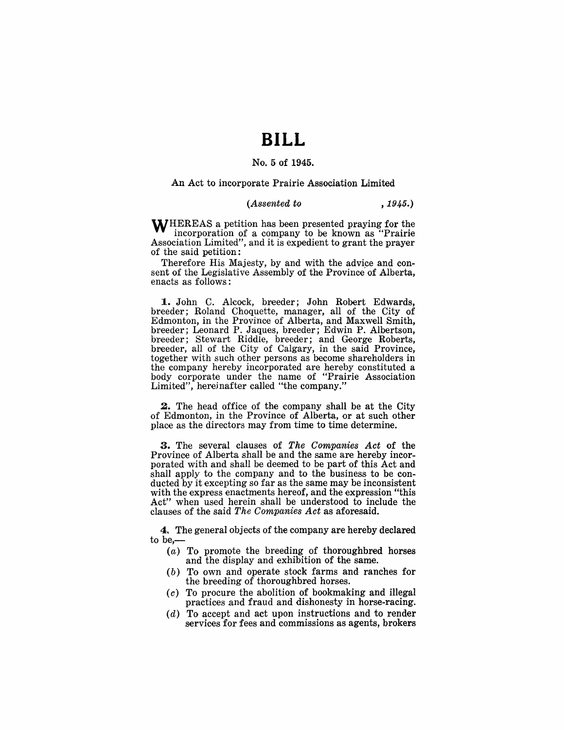# BILL

No. 5 of 1945.

An Act to incorporate Prairie Association Limited

*(Assented to , 1945.)*

WHEREAS a petition has been presented praying for the incorporation of a company to be known as "Prairie Association Limited", and it is expedient to grant the prayer of the said petition:

Therefore His Majesty, by and with the advice and consent of the Legislative Assembly of the Province of Alberta, enacts as follows:

**1.** John C. Alcock, breeder; John Robert Edwards, breeder; Roland Choquette, manager, all of the City of Edmonton, in the Province of Alberta, and Maxwell Smith, breeder; Leonard P. Jaques, breeder; Edwin P. Albertson, breeder; Stewart Riddle, breeder; and George Roberts, breeder, all of the City of Calgary, in the said Province, together with such other persons as become shareholders in the company hereby incorporated are hereby constituted a body corporate under the name of "Prairie Association Limited", hereinafter called "the company."

**2.** The head office of the company shall be at the City of Edmonton, in the Province of Alberta, or at such other place as the directors may from time to time determine.

**3.** The several clauses of *The Companies Act* of the Province of Alberta shall be and the same are hereby incorporated with and shall be deemed to be part of this Act and shall apply to the company and to the business to be conducted by it excepting so far as the same may be inconsistent with the express enactments hereof, and the expression "this Act" when used herein shall be understood to include the clauses of the said *The Companies Act* as aforesaid.

**4.** The general objects of the company are hereby declared to be,—

- (*a*) To promote the breeding of thoroughbred horses and the display and exhibition of the same.
- (*b*) To own and operate stock farms and ranches for the breeding of thoroughbred horses.
- (*c*) To procure the abolition of bookmaking and illegal practices and fraud and dishonesty in horse-racing.
- (*d*) To accept and act upon instructions and to render services for fees and commissions as agents, brokers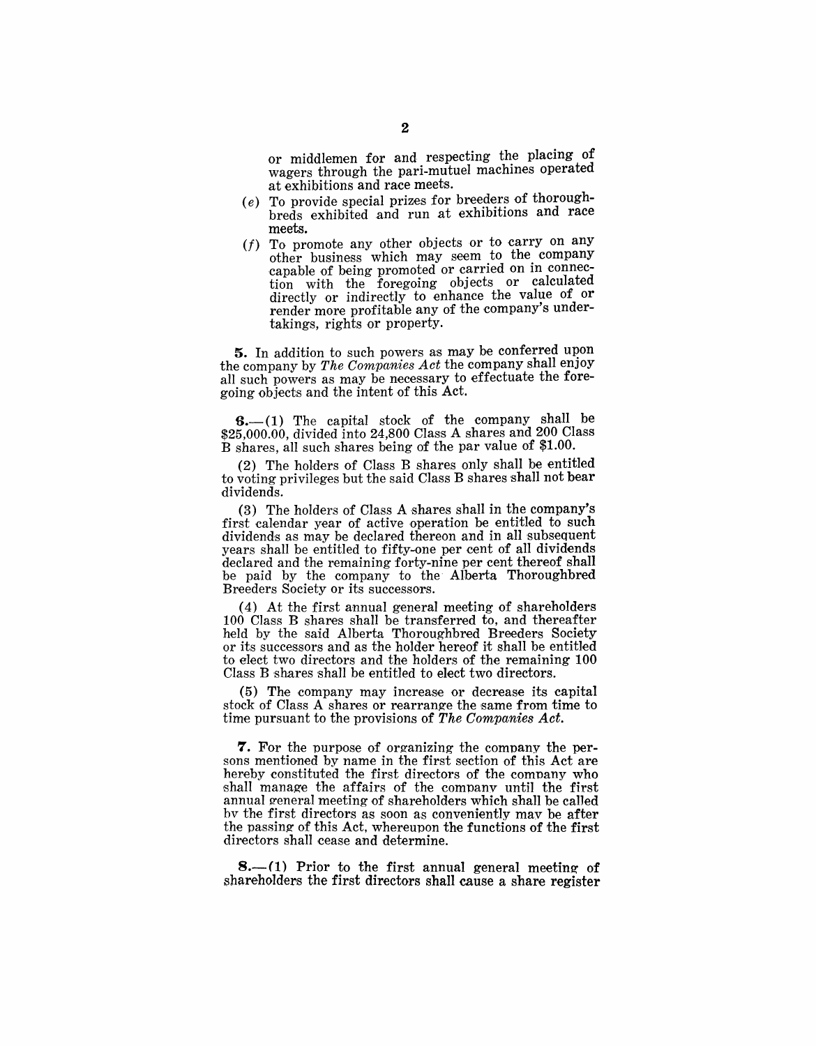or middlemen for and respecting the placing of wagers through the pari-mutuel machines operated at exhibitions and race meets.

(*e*) To provide special prizes for breeders of thoroughbreds exhibited and run at exhibitions and race meets.

(*f*) To promote any other objects or to carry on any other business which may seem to the company capable of being promoted or carried on in connection with the foregoing objects or calculated directly or indirectly to enhance the value of or render more profitable any of the company's undertakings, rights or property.

**5.** In addition to such powers as may be conferred upon the company by *The Companies Act* the company shall enjoy all such powers as may be necessary to effectuate the foregoing objects and the intent of this Act.

**6.**—(1) The capital stock of the company shall be $25,000.00, divided into 24,800 Class A shares and 200 Class B shares, all such shares being of the par value of $1.00.

(2) The holders of Class B shares only shall be entitled to voting privileges but the said Class B shares shall not bear dividends.

(3) The holders of Class A shares shall in the company's first calendar year of active operation be entitled to such dividends as may be declared thereon and in all subsequent years shall be entitled to fifty-one per cent of all dividends declared and the remaining forty-nine per cent thereof shall be paid by the company to the Alberta Thoroughbred Breeders Society or its successors.

(4) At the first annual general meeting of shareholders 100 Class B shares shall be transferred to, and thereafter held by the said Alberta Thoroughbred Breeders Society or its successors and as the holder hereof it shall be entitled to elect two directors and the holders of the remaining 100 Class B shares shall be entitled to elect two directors.

(5) The company may increase or decrease its capital stock of Class A shares or rearrange the same from time to time pursuant to the provisions of *The Companies Act.*

**7.** For the purpose of organizing the company the persons mentioned by name in the first section of this Act are hereby constituted the first directors of the company who shall manage the affairs of the company until the first annual general meeting of shareholders which shall be called by the first directors as soon as conveniently may be after the passing of this Act, whereupon the functions of the first directors shall cease and determine.

**8.**—(1) Prior to the first annual general meeting of shareholders the first directors shall cause a share register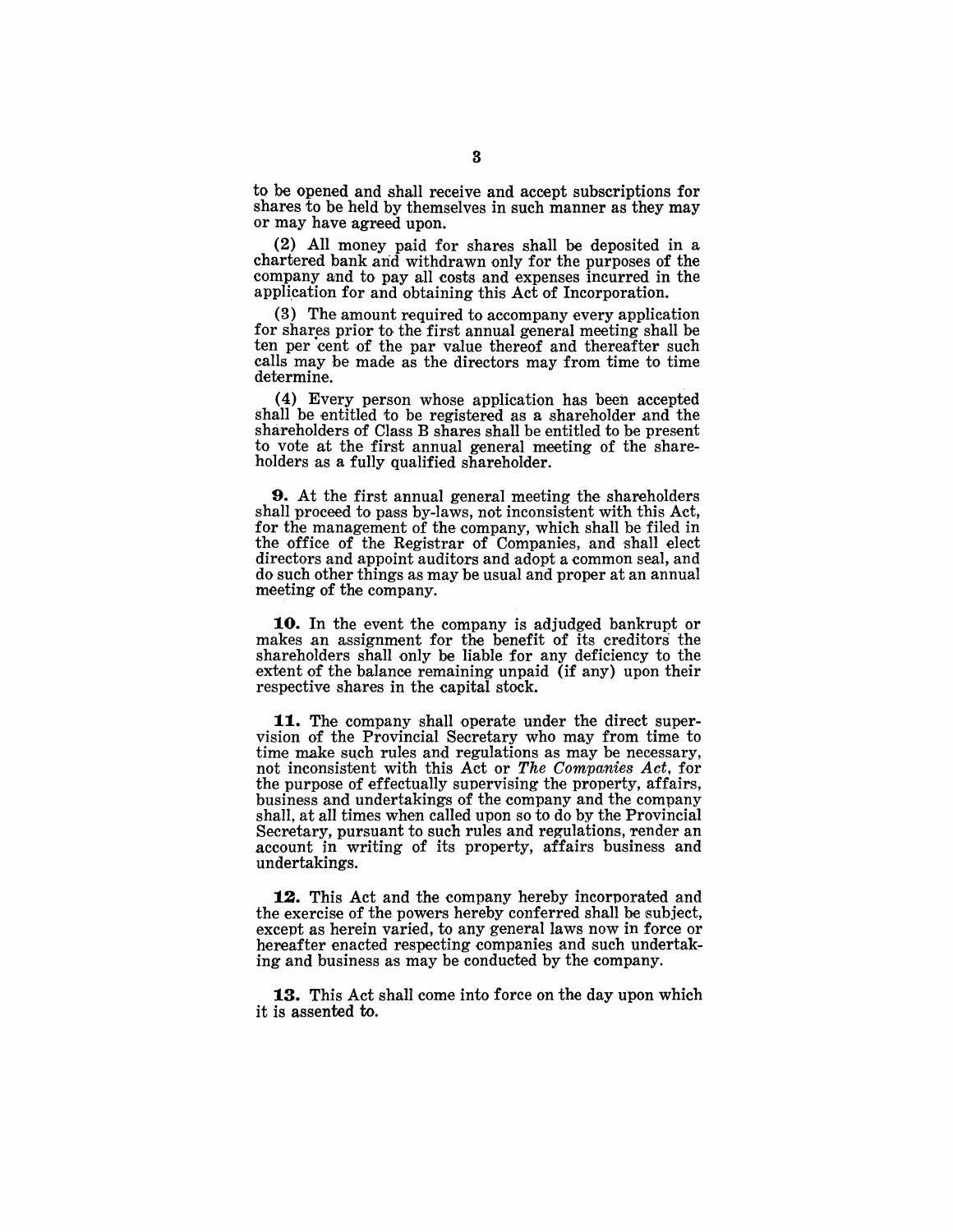to be opened and shall receive and accept subscriptions for shares to be held by themselves in such manner as they may or may have agreed upon.

(2) All money paid for shares shall be deposited in a chartered bank and withdrawn only for the purposes of the company and to pay all costs and expenses incurred in the application for and obtaining this Act of Incorporation.

(3) The amount required to accompany every application for shares prior to the first annual general meeting shall be ten per cent of the par value thereof and thereafter such calls may be made as the directors may from time to time determine.

(4) Every person whose application has been accepted shall be entitled to be registered as a shareholder and the shareholders of Class B shares shall be entitled to be present to vote at the first annual general meeting of the shareholders as a fully qualified shareholder.

**9.** At the first annual general meeting the shareholders shall proceed to pass by-laws, not inconsistent with this Act, for the management of the company, which shall be filed in the office of the Registrar of Companies, and shall elect directors and appoint auditors and adopt a common seal, and do such other things as may be usual and proper at an annual meeting of the company.

**10.** In the event the company is adjudged bankrupt or makes an assignment for the benefit of its creditors the shareholders shall only be liable for any deficiency to the extent of the balance remaining unpaid (if any) upon their respective shares in the capital stock.

**11.** The company shall operate under the direct supervision of the Provincial Secretary who may from time to time make such rules and regulations as may be necessary, not inconsistent with this Act or *The Companies Act*, for the purpose of effectually supervising the property, affairs, business and undertakings of the company and the company shall, at all times when called upon so to do by the Provincial Secretary, pursuant to such rules and regulations, render an account in writing of its property, affairs business and undertakings.

**12.** This Act and the company hereby incorporated and the exercise of the powers hereby conferred shall be subject, except as herein varied, to any general laws now in force or hereafter enacted respecting companies and such undertaking and business as may be conducted by the company.

**13.** This Act shall come into force on the day upon which it is assented to.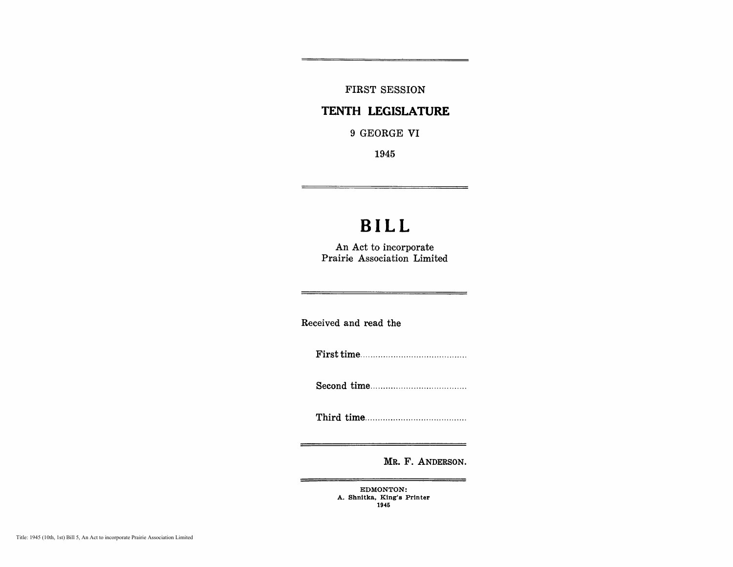FIRST SESSION

# TENTH LEGISLATURE

9 GEORGE VI

1945

# BILL

An Act to incorporate
Prairie Association Limited

Received and read the

**First time**..........................................

**Second time**......................................

**Third time**........................................

MR. F. ANDERSON.

EDMONTON:
A. Shnitka, King's Printer
1945

Title: 1945 (10th, 1st) Bill 5, An Act to incorporate Prairie Association Limited